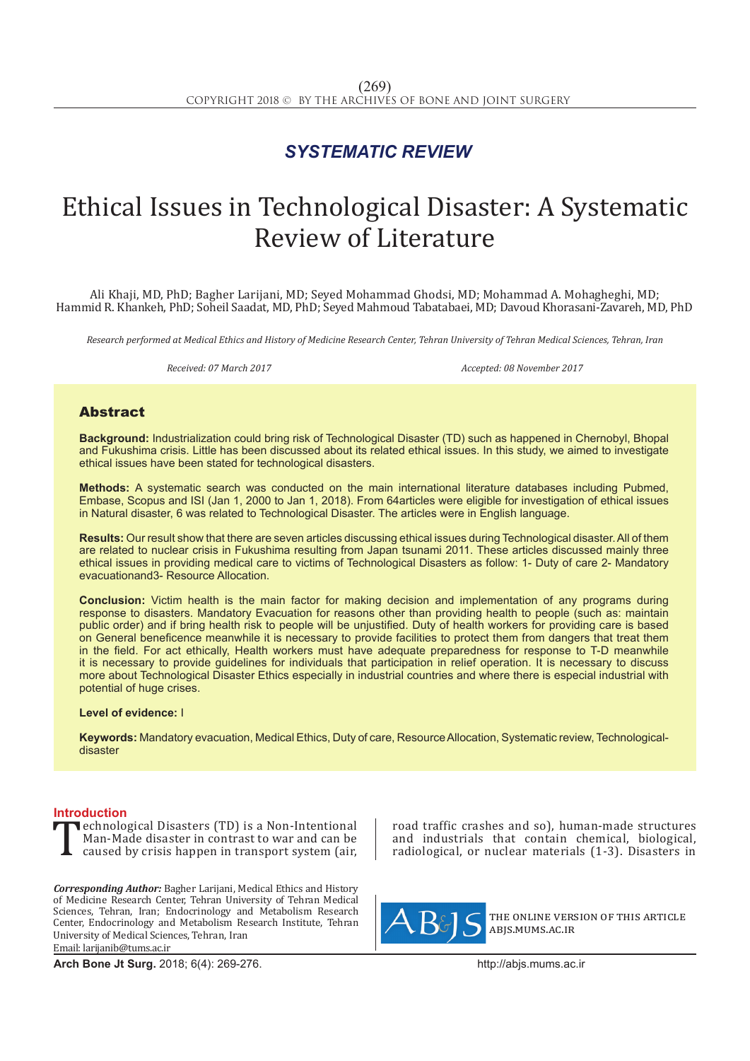*SYSTEMATIC REVIEW*

# Ethical Issues in Technological Disaster: A Systematic Review of Literature

Ali Khaji, MD, PhD; Bagher Larijani, MD; Seyed Mohammad Ghodsi, MD; Mohammad A. Mohagheghi, MD; Hammid R. Khankeh, PhD; Soheil Saadat, MD, PhD; Seyed Mahmoud Tabatabaei, MD; Davoud Khorasani-Zavareh, MD, PhD

*Research performed at Medical Ethics and History of Medicine Research Center, Tehran University of Tehran Medical Sciences, Tehran, Iran*

*Received: 07 March 2017* *Accepted: 08 November 2017*

## Abstract

**Background:** Industrialization could bring risk of Technological Disaster (TD) such as happened in Chernobyl, Bhopal and Fukushima crisis. Little has been discussed about its related ethical issues. In this study, we aimed to investigate ethical issues have been stated for technological disasters.

**Methods:** A systematic search was conducted on the main international literature databases including Pubmed, Embase, Scopus and ISI (Jan 1, 2000 to Jan 1, 2018). From 64articles were eligible for investigation of ethical issues in Natural disaster, 6 was related to Technological Disaster. The articles were in English language.

**Results:** Our result show that there are seven articles discussing ethical issues during Technological disaster. All of them are related to nuclear crisis in Fukushima resulting from Japan tsunami 2011. These articles discussed mainly three ethical issues in providing medical care to victims of Technological Disasters as follow: 1- Duty of care 2- Mandatory evacuationand3- Resource Allocation.

**Conclusion:** Victim health is the main factor for making decision and implementation of any programs during response to disasters. Mandatory Evacuation for reasons other than providing health to people (such as: maintain public order) and if bring health risk to people will be unjustified. Duty of health workers for providing care is based on General beneficence meanwhile it is necessary to provide facilities to protect them from dangers that treat them in the field. For act ethically, Health workers must have adequate preparedness for response to T-D meanwhile it is necessary to provide guidelines for individuals that participation in relief operation. It is necessary to discuss more about Technological Disaster Ethics especially in industrial countries and where there is especial industrial with potential of huge crises.

**Level of evidence:** I

**Keywords:** Mandatory evacuation, Medical Ethics, Duty of care, Resource Allocation, Systematic review, Technological-disaster

## Introduction

Technological Disasters (TD) is a Non-Intentional Man-Made disaster in contrast to war and can be caused by crisis happen in transport system (air, road traffic crashes and so), human-made structures and industrials that contain chemical, biological, radiological, or nuclear materials (1-3). Disasters in

*Corresponding Author:* Bagher Larijani, Medical Ethics and History of Medicine Research Center, Tehran University of Tehran Medical Sciences, Tehran, Iran; Endocrinology and Metabolism Research Center, Endocrinology and Metabolism Research Institute, Tehran University of Medical Sciences, Tehran, Iran
Email: larijanib@tums.ac.ir

THE ONLINE VERSION OF THIS ARTICLE ABJS.MUMS.AC.IR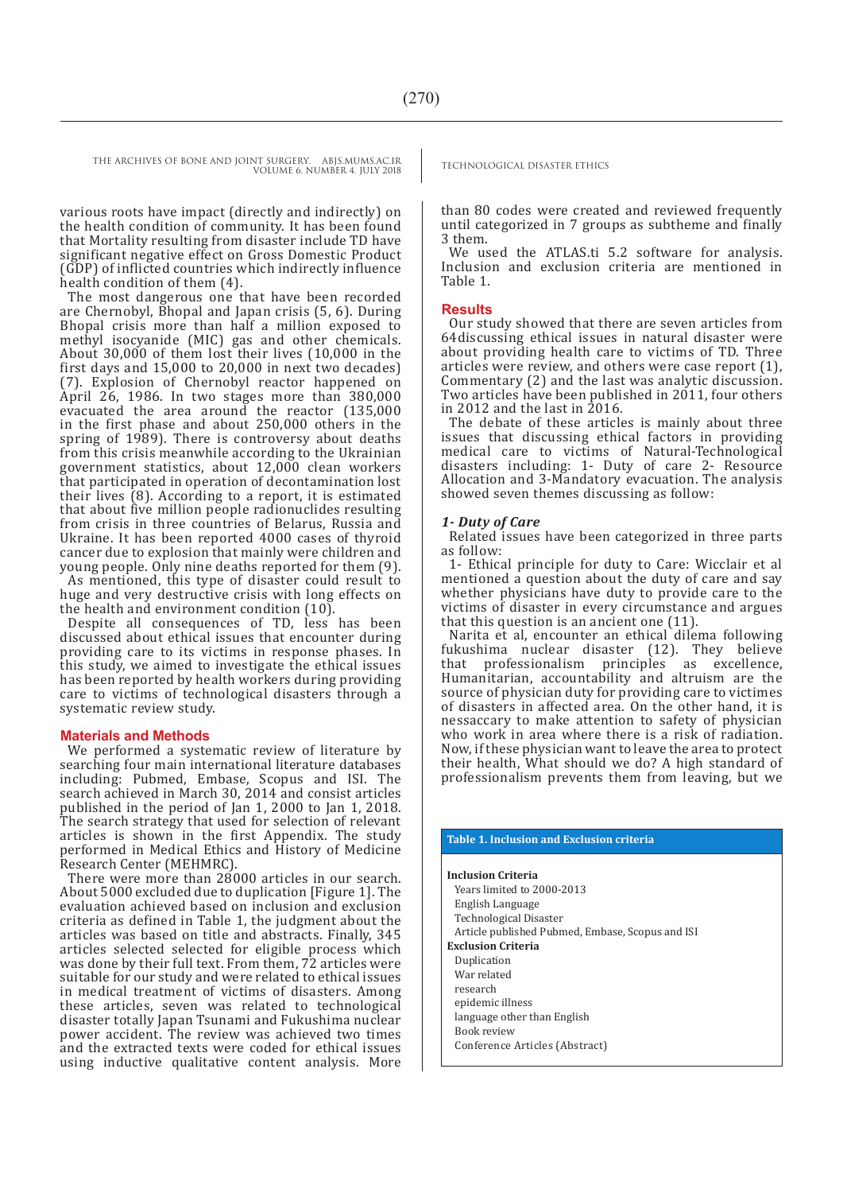various roots have impact (directly and indirectly) on the health condition of community. It has been found that Mortality resulting from disaster include TD have significant negative effect on Gross Domestic Product (GDP) of inflicted countries which indirectly influence health condition of them (4).

The most dangerous one that have been recorded are Chernobyl, Bhopal and Japan crisis (5, 6). During Bhopal crisis more than half a million exposed to methyl isocyanide (MIC) gas and other chemicals. About 30,000 of them lost their lives (10,000 in the first days and 15,000 to 20,000 in next two decades) (7). Explosion of Chernobyl reactor happened on April 26, 1986. In two stages more than 380,000 evacuated the area around the reactor (135,000 in the first phase and about 250,000 others in the spring of 1989). There is controversy about deaths from this crisis meanwhile according to the Ukrainian government statistics, about 12,000 clean workers that participated in operation of decontamination lost their lives (8). According to a report, it is estimated that about five million people radionuclides resulting from crisis in three countries of Belarus, Russia and Ukraine. It has been reported 4000 cases of thyroid cancer due to explosion that mainly were children and young people. Only nine deaths reported for them (9).

As mentioned, this type of disaster could result to huge and very destructive crisis with long effects on the health and environment condition (10).

Despite all consequences of TD, less has been discussed about ethical issues that encounter during providing care to its victims in response phases. In this study, we aimed to investigate the ethical issues has been reported by health workers during providing care to victims of technological disasters through a systematic review study.

## Materials and Methods

We performed a systematic review of literature by searching four main international literature databases including: Pubmed, Embase, Scopus and ISI. The search achieved in March 30, 2014 and consist articles published in the period of Jan 1, 2000 to Jan 1, 2018. The search strategy that used for selection of relevant articles is shown in the first Appendix. The study performed in Medical Ethics and History of Medicine Research Center (MEHMRC).

There were more than 28000 articles in our search. About 5000 excluded due to duplication [Figure 1]. The evaluation achieved based on inclusion and exclusion criteria as defined in Table 1, the judgment about the articles was based on title and abstracts. Finally, 345 articles selected selected for eligible process which was done by their full text. From them, 72 articles were suitable for our study and were related to ethical issues in medical treatment of victims of disasters. Among these articles, seven was related to technological disaster totally Japan Tsunami and Fukushima nuclear power accident. The review was achieved two times and the extracted texts were coded for ethical issues using inductive qualitative content analysis. More than 80 codes were created and reviewed frequently until categorized in 7 groups as subtheme and finally 3 them.

We used the ATLAS.ti 5.2 software for analysis. Inclusion and exclusion criteria are mentioned in Table 1.

**Table 1. Inclusion and Exclusion criteria**

| Criteria |
|---|
| **Inclusion Criteria** |
| Years limited to 2000-2013 |
| English Language |
| Technological Disaster |
| Article published Pubmed, Embase, Scopus and ISI |
| **Exclusion Criteria** |
| Duplication |
| War related |
| research |
| epidemic illness |
| language other than English |
| Book review |
| Conference Articles (Abstract) |

## Results

Our study showed that there are seven articles from 64discussing ethical issues in natural disaster were about providing health care to victims of TD. Three articles were review, and others were case report (1), Commentary (2) and the last was analytic discussion. Two articles have been published in 2011, four others in 2012 and the last in 2016.

The debate of these articles is mainly about three issues that discussing ethical factors in providing medical care to victims of Natural-Technological disasters including: 1- Duty of care 2- Resource Allocation and 3-Mandatory evacuation. The analysis showed seven themes discussing as follow:

### *1- Duty of Care*

Related issues have been categorized in three parts as follow:

1- Ethical principle for duty to Care: Wicclair et al mentioned a question about the duty of care and say whether physicians have duty to provide care to the victims of disaster in every circumstance and argues that this question is an ancient one (11).

Narita et al, encounter an ethical dilema following fukushima nuclear disaster (12). They believe that professionalism principles as excellence, Humanitarian, accountability and altruism are the source of physician duty for providing care to victimes of disasters in affected area. On the other hand, it is nessaccary to make attention to safety of physician who work in area where there is a risk of radiation. Now, if these physician want to leave the area to protect their health, What should we do? A high standard of professionalism prevents them from leaving, but we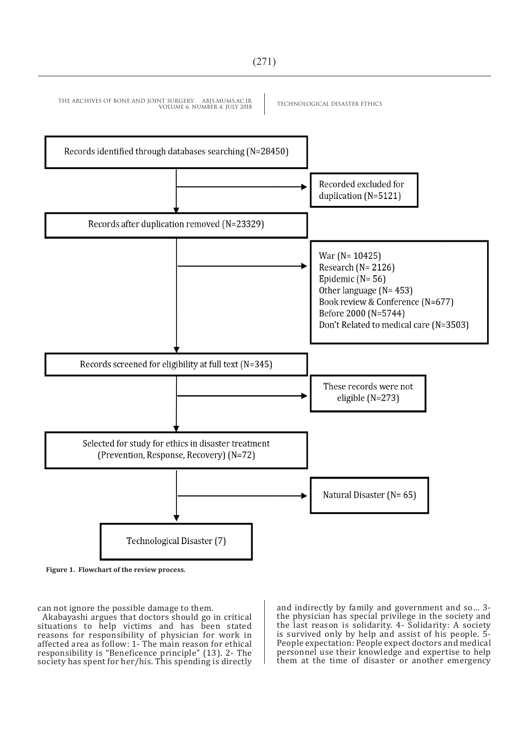Records identified through databases searching (N=28450)

→ Recorded excluded for duplication (N=5121)

Records after duplication removed (N=23329)

→ War (N= 10425)
Research (N= 2126)
Epidemic (N= 56)
Other language (N= 453)
Book review & Conference (N=677)
Before 2000 (N=5744)
Don't Related to medical care (N=3503)

Records screened for eligibility at full text (N=345)

→ These records were not eligible (N=273)

Selected for study for ethics in disaster treatment (Prevention, Response, Recovery) (N=72)

→ Natural Disaster (N= 65)

Technological Disaster (7)

**Figure 1. Flowchart of the review process.**

can not ignore the possible damage to them.

Akabayashi argues that doctors should go in critical situations to help victims and has been stated reasons for responsibility of physician for work in affected area as follow: 1- The main reason for ethical responsibility is "Beneficence principle" (13). 2- The society has spent for her/his. This spending is directly and indirectly by family and government and so... 3- the physician has special privilege in the society and the last reason is solidarity. 4- Solidarity: A society is survived only by help and assist of his people. 5- People expectation: People expect doctors and medical personnel use their knowledge and expertise to help them at the time of disaster or another emergency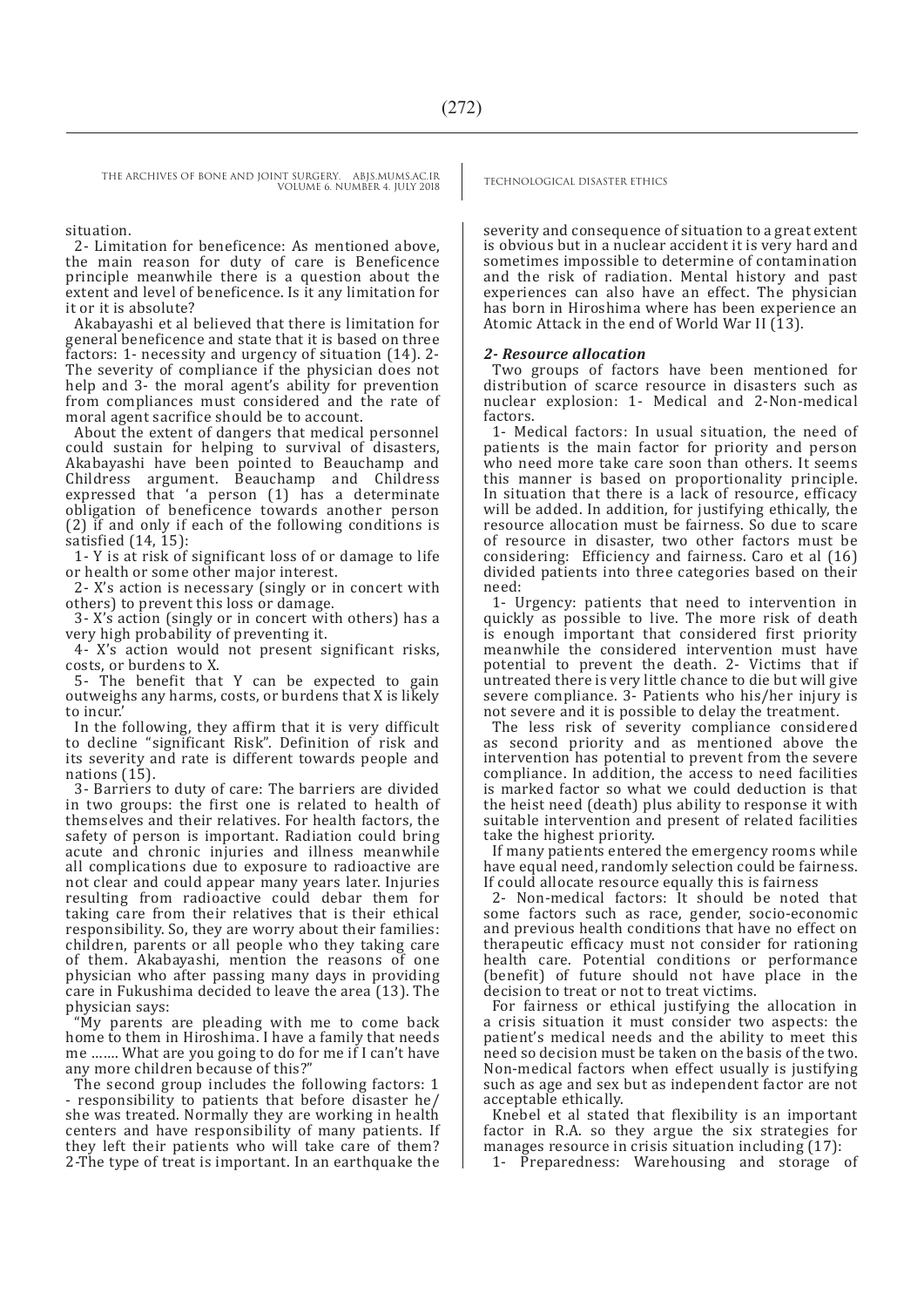situation.

2- Limitation for beneficence: As mentioned above, the main reason for duty of care is Beneficence principle meanwhile there is a question about the extent and level of beneficence. Is it any limitation for it or it is absolute?

Akabayashi et al believed that there is limitation for general beneficence and state that it is based on three factors: 1- necessity and urgency of situation (14). 2- The severity of compliance if the physician does not help and 3- the moral agent's ability for prevention from compliances must considered and the rate of moral agent sacrifice should be to account.

About the extent of dangers that medical personnel could sustain for helping to survival of disasters, Akabayashi have been pointed to Beauchamp and Childress argument. Beauchamp and Childress expressed that 'a person (1) has a determinate obligation of beneficence towards another person (2) if and only if each of the following conditions is satisfied (14, 15):

1- Y is at risk of significant loss of or damage to life or health or some other major interest.

2- X's action is necessary (singly or in concert with others) to prevent this loss or damage.

3- X's action (singly or in concert with others) has a very high probability of preventing it.

4- X's action would not present significant risks, costs, or burdens to X.

5- The benefit that Y can be expected to gain outweighs any harms, costs, or burdens that X is likely to incur.'

In the following, they affirm that it is very difficult to decline "significant Risk". Definition of risk and its severity and rate is different towards people and nations (15).

3- Barriers to duty of care: The barriers are divided in two groups: the first one is related to health of themselves and their relatives. For health factors, the safety of person is important. Radiation could bring acute and chronic injuries and illness meanwhile all complications due to exposure to radioactive are not clear and could appear many years later. Injuries resulting from radioactive could debar them for taking care from their relatives that is their ethical responsibility. So, they are worry about their families: children, parents or all people who they taking care of them. Akabayashi, mention the reasons of one physician who after passing many days in providing care in Fukushima decided to leave the area (13). The physician says:

"My parents are pleading with me to come back home to them in Hiroshima. I have a family that needs me ……. What are you going to do for me if I can't have any more children because of this?"

The second group includes the following factors: 1 - responsibility to patients that before disaster he/she was treated. Normally they are working in health centers and have responsibility of many patients. If they left their patients who will take care of them? 2-The type of treat is important. In an earthquake the severity and consequence of situation to a great extent is obvious but in a nuclear accident it is very hard and sometimes impossible to determine of contamination and the risk of radiation. Mental history and past experiences can also have an effect. The physician has born in Hiroshima where has been experience an Atomic Attack in the end of World War II (13).

### *2- Resource allocation*

Two groups of factors have been mentioned for distribution of scarce resource in disasters such as nuclear explosion: 1- Medical and 2-Non-medical factors.

1- Medical factors: In usual situation, the need of patients is the main factor for priority and person who need more take care soon than others. It seems this manner is based on proportionality principle. In situation that there is a lack of resource, efficacy will be added. In addition, for justifying ethically, the resource allocation must be fairness. So due to scare of resource in disaster, two other factors must be considering: Efficiency and fairness. Caro et al (16) divided patients into three categories based on their need:

1- Urgency: patients that need to intervention in quickly as possible to live. The more risk of death is enough important that considered first priority meanwhile the considered intervention must have potential to prevent the death. 2- Victims that if untreated there is very little chance to die but will give severe compliance. 3- Patients who his/her injury is not severe and it is possible to delay the treatment.

The less risk of severity compliance considered as second priority and as mentioned above the intervention has potential to prevent from the severe compliance. In addition, the access to need facilities is marked factor so what we could deduction is that the heist need (death) plus ability to response it with suitable intervention and present of related facilities take the highest priority.

If many patients entered the emergency rooms while have equal need, randomly selection could be fairness. If could allocate resource equally this is fairness

2- Non-medical factors: It should be noted that some factors such as race, gender, socio-economic and previous health conditions that have no effect on therapeutic efficacy must not consider for rationing health care. Potential conditions or performance (benefit) of future should not have place in the decision to treat or not to treat victims.

For fairness or ethical justifying the allocation in a crisis situation it must consider two aspects: the patient's medical needs and the ability to meet this need so decision must be taken on the basis of the two. Non-medical factors when effect usually is justifying such as age and sex but as independent factor are not acceptable ethically.

Knebel et al stated that flexibility is an important factor in R.A. so they argue the six strategies for manages resource in crisis situation including (17):

1- Preparedness: Warehousing and storage of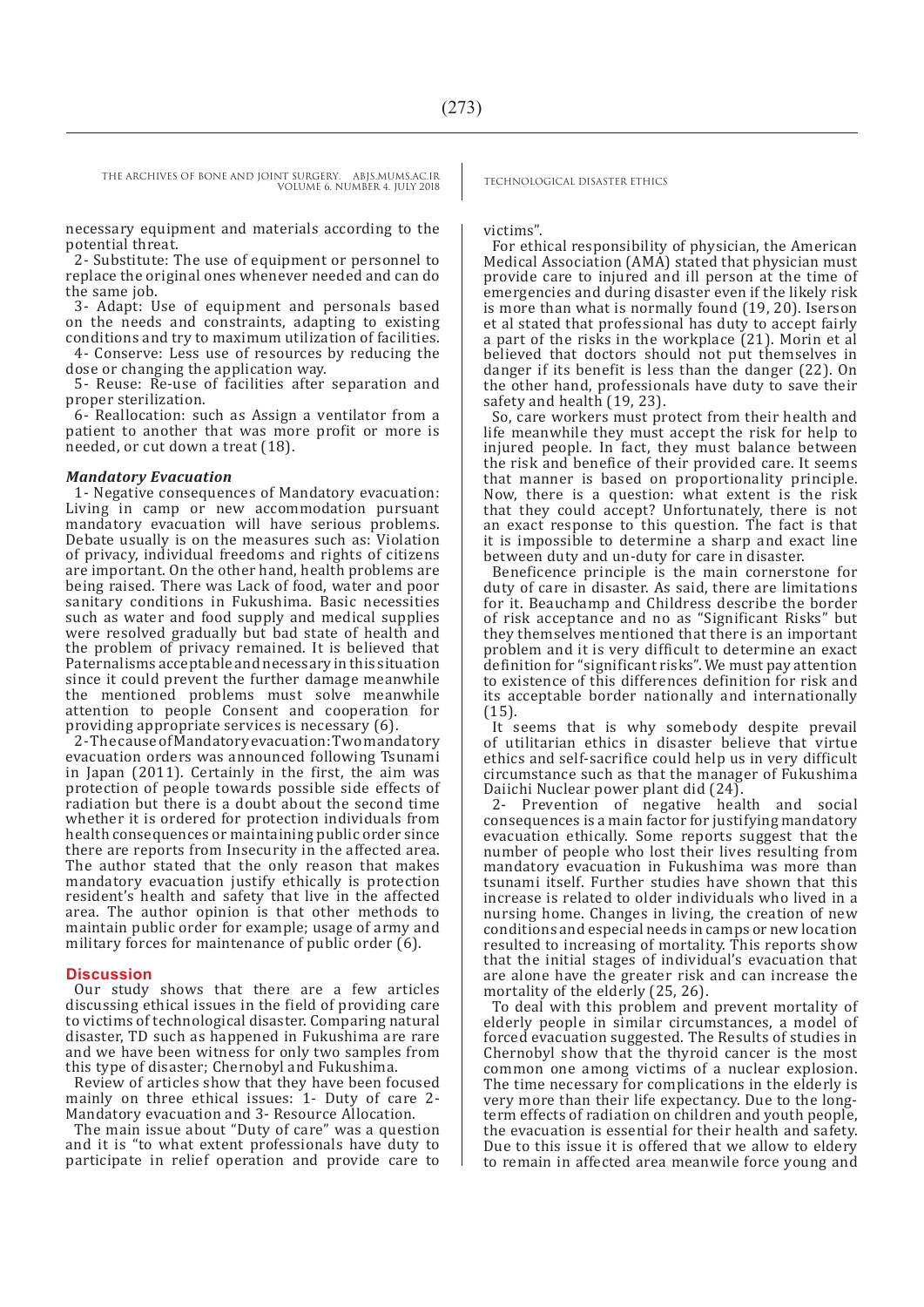necessary equipment and materials according to the potential threat.

2- Substitute: The use of equipment or personnel to replace the original ones whenever needed and can do the same job.

3- Adapt: Use of equipment and personals based on the needs and constraints, adapting to existing conditions and try to maximum utilization of facilities.

4- Conserve: Less use of resources by reducing the dose or changing the application way.

5- Reuse: Re-use of facilities after separation and proper sterilization.

6- Reallocation: such as Assign a ventilator from a patient to another that was more profit or more is needed, or cut down a treat (18).

### *Mandatory Evacuation*

1- Negative consequences of Mandatory evacuation: Living in camp or new accommodation pursuant mandatory evacuation will have serious problems. Debate usually is on the measures such as: Violation of privacy, individual freedoms and rights of citizens are important. On the other hand, health problems are being raised. There was Lack of food, water and poor sanitary conditions in Fukushima. Basic necessities such as water and food supply and medical supplies were resolved gradually but bad state of health and the problem of privacy remained. It is believed that Paternalisms acceptable and necessary in this situation since it could prevent the further damage meanwhile the mentioned problems must solve meanwhile attention to people Consent and cooperation for providing appropriate services is necessary (6).

2- The cause of Mandatory evacuation: Two mandatory evacuation orders was announced following Tsunami in Japan (2011). Certainly in the first, the aim was protection of people towards possible side effects of radiation but there is a doubt about the second time whether it is ordered for protection individuals from health consequences or maintaining public order since there are reports from Insecurity in the affected area. The author stated that the only reason that makes mandatory evacuation justify ethically is protection resident's health and safety that live in the affected area. The author opinion is that other methods to maintain public order for example; usage of army and military forces for maintenance of public order (6).

## Discussion

Our study shows that there are a few articles discussing ethical issues in the field of providing care to victims of technological disaster. Comparing natural disaster, TD such as happened in Fukushima are rare and we have been witness for only two samples from this type of disaster; Chernobyl and Fukushima.

Review of articles show that they have been focused mainly on three ethical issues: 1- Duty of care 2- Mandatory evacuation and 3- Resource Allocation.

The main issue about "Duty of care" was a question and it is "to what extent professionals have duty to participate in relief operation and provide care to victims".

For ethical responsibility of physician, the American Medical Association (AMA) stated that physician must provide care to injured and ill person at the time of emergencies and during disaster even if the likely risk is more than what is normally found (19, 20). Iserson et al stated that professional has duty to accept fairly a part of the risks in the workplace (21). Morin et al believed that doctors should not put themselves in danger if its benefit is less than the danger (22). On the other hand, professionals have duty to save their safety and health (19, 23).

So, care workers must protect from their health and life meanwhile they must accept the risk for help to injured people. In fact, they must balance between the risk and benefice of their provided care. It seems that manner is based on proportionality principle. Now, there is a question: what extent is the risk that they could accept? Unfortunately, there is not an exact response to this question. The fact is that it is impossible to determine a sharp and exact line between duty and un-duty for care in disaster.

Beneficence principle is the main cornerstone for duty of care in disaster. As said, there are limitations for it. Beauchamp and Childress describe the border of risk acceptance and no as "Significant Risks" but they themselves mentioned that there is an important problem and it is very difficult to determine an exact definition for "significant risks". We must pay attention to existence of this differences definition for risk and its acceptable border nationally and internationally (15).

It seems that is why somebody despite prevail of utilitarian ethics in disaster believe that virtue ethics and self-sacrifice could help us in very difficult circumstance such as that the manager of Fukushima Daiichi Nuclear power plant did (24).

2- Prevention of negative health and social consequences is a main factor for justifying mandatory evacuation ethically. Some reports suggest that the number of people who lost their lives resulting from mandatory evacuation in Fukushima was more than tsunami itself. Further studies have shown that this increase is related to older individuals who lived in a nursing home. Changes in living, the creation of new conditions and especial needs in camps or new location resulted to increasing of mortality. This reports show that the initial stages of individual's evacuation that are alone have the greater risk and can increase the mortality of the elderly (25, 26).

To deal with this problem and prevent mortality of elderly people in similar circumstances, a model of forced evacuation suggested. The Results of studies in Chernobyl show that the thyroid cancer is the most common one among victims of a nuclear explosion. The time necessary for complications in the elderly is very more than their life expectancy. Due to the long-term effects of radiation on children and youth people, the evacuation is essential for their health and safety. Due to this issue it is offered that we allow to eldery to remain in affected area meanwile force young and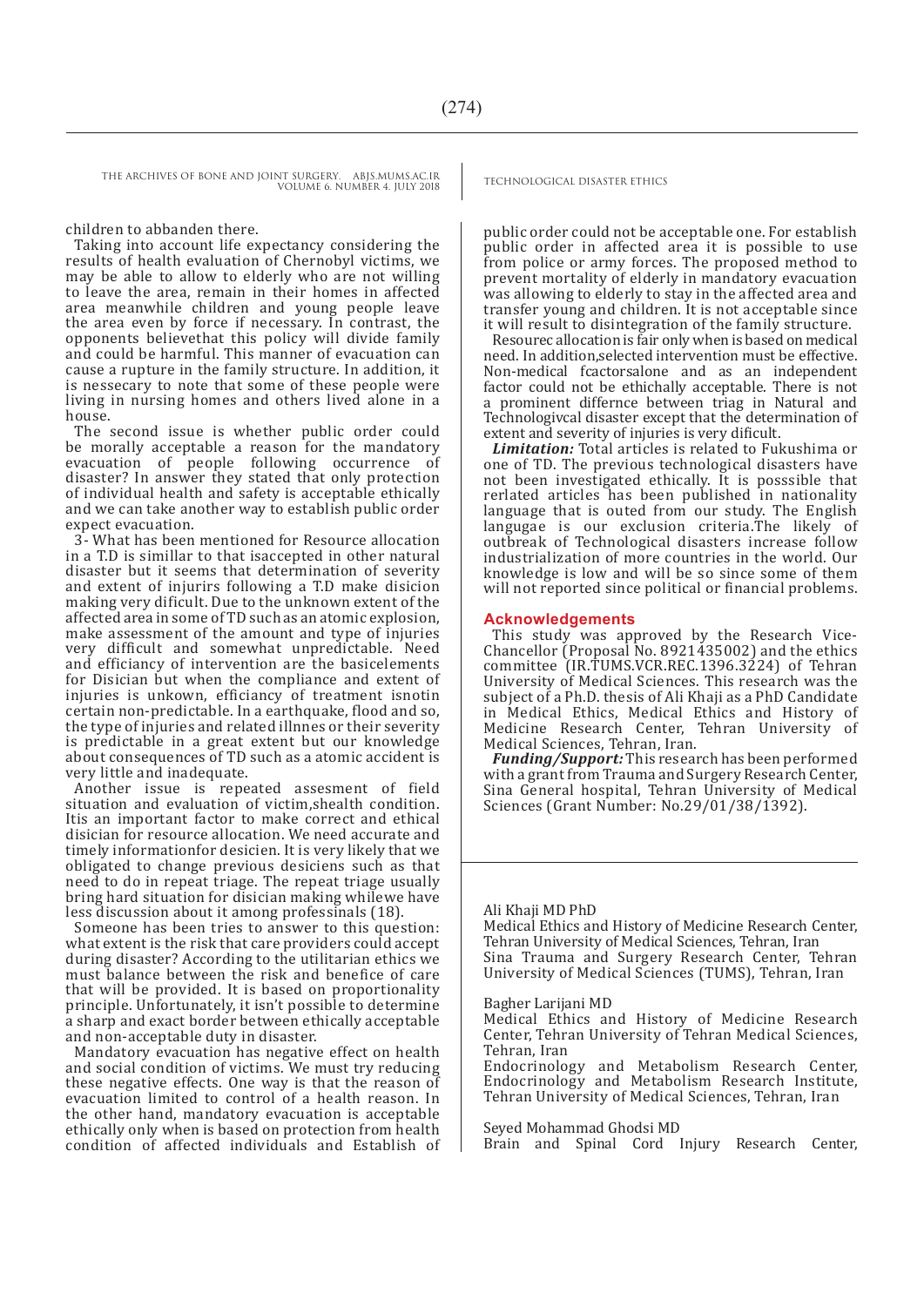children to abbanden there.

Taking into account life expectancy considering the results of health evaluation of Chernobyl victims, we may be able to allow to elderly who are not willing to leave the area, remain in their homes in affected area meanwhile children and young people leave the area even by force if necessary. In contrast, the opponents believethat this policy will divide family and could be harmful. This manner of evacuation can cause a rupture in the family structure. In addition, it is nessecary to note that some of these people were living in nursing homes and others lived alone in a house.

The second issue is whether public order could be morally acceptable a reason for the mandatory evacuation of people following occurrence of disaster? In answer they stated that only protection of individual health and safety is acceptable ethically and we can take another way to establish public order expect evacuation.

3- What has been mentioned for Resource allocation in a T.D is simillar to that isaccepted in other natural disaster but it seems that determination of severity and extent of injurirs following a T.D make disicion making very dificult. Due to the unknown extent of the affected area in some of TD such as an atomic explosion, make assessment of the amount and type of injuries very difficult and somewhat unpredictable. Need and efficiancy of intervention are the basicelements for Disician but when the compliance and extent of injuries is unkown, efficiancy of treatment isnotin certain non-predictable. In a earthquake, flood and so, the type of injuries and related illnnes or their severity is predictable in a great extent but our knowledge about consequences of TD such as a atomic accident is very little and inadequate.

Another issue is repeated assesment of field situation and evaluation of victim,shealth condition. Itis an important factor to make correct and ethical disician for resource allocation. We need accurate and timely informationfor desicien. It is very likely that we obligated to change previous desiciens such as that need to do in repeat triage. The repeat triage usually bring hard situation for disician making whilewe have less discussion about it among professinals (18).

Someone has been tries to answer to this question: what extent is the risk that care providers could accept during disaster? According to the utilitarian ethics we must balance between the risk and benefice of care that will be provided. It is based on proportionality principle. Unfortunately, it isn't possible to determine a sharp and exact border between ethically acceptable and non-acceptable duty in disaster.

Mandatory evacuation has negative effect on health and social condition of victims. We must try reducing these negative effects. One way is that the reason of evacuation limited to control of a health reason. In the other hand, mandatory evacuation is acceptable ethically only when is based on protection from health condition of affected individuals and Establish of public order could not be acceptable one. For establish public order in affected area it is possible to use from police or army forces. The proposed method to prevent mortality of elderly in mandatory evacuation was allowing to elderly to stay in the affected area and transfer young and children. It is not acceptable since it will result to disintegration of the family structure.

Resourec allocation is fair only when is based on medical need. In addition,selected intervention must be effective. Non-medical fcactorsalone and as an independent factor could not be ethichally acceptable. There is not a prominent differnce between triag in Natural and Technologivcal disaster except that the determination of extent and severity of injuries is very dificult.

***Limitation:*** Total articles is related to Fukushima or one of TD. The previous technological disasters have not been investigated ethically. It is posssible that rerlated articles has been published in nationality language that is outed from our study. The English langugae is our exclusion criteria.The likely of outbreak of Technological disasters increase follow industrialization of more countries in the world. Our knowledge is low and will be so since some of them will not reported since political or financial problems.

## Acknowledgements

This study was approved by the Research Vice-Chancellor (Proposal No. 8921435002) and the ethics committee (IR.TUMS.VCR.REC.1396.3224) of Tehran University of Medical Sciences. This research was the subject of a Ph.D. thesis of Ali Khaji as a PhD Candidate in Medical Ethics, Medical Ethics and History of Medicine Research Center, Tehran University of Medical Sciences, Tehran, Iran.

***Funding/Support:*** This research has been performed with a grant from Trauma and Surgery Research Center, Sina General hospital, Tehran University of Medical Sciences (Grant Number: No.29/01/38/1392).

Ali Khaji MD PhD
Medical Ethics and History of Medicine Research Center, Tehran University of Medical Sciences, Tehran, Iran
Sina Trauma and Surgery Research Center, Tehran University of Medical Sciences (TUMS), Tehran, Iran

Bagher Larijani MD
Medical Ethics and History of Medicine Research Center, Tehran University of Tehran Medical Sciences, Tehran, Iran
Endocrinology and Metabolism Research Center, Endocrinology and Metabolism Research Institute, Tehran University of Medical Sciences, Tehran, Iran

Seyed Mohammad Ghodsi MD
Brain and Spinal Cord Injury Research Center,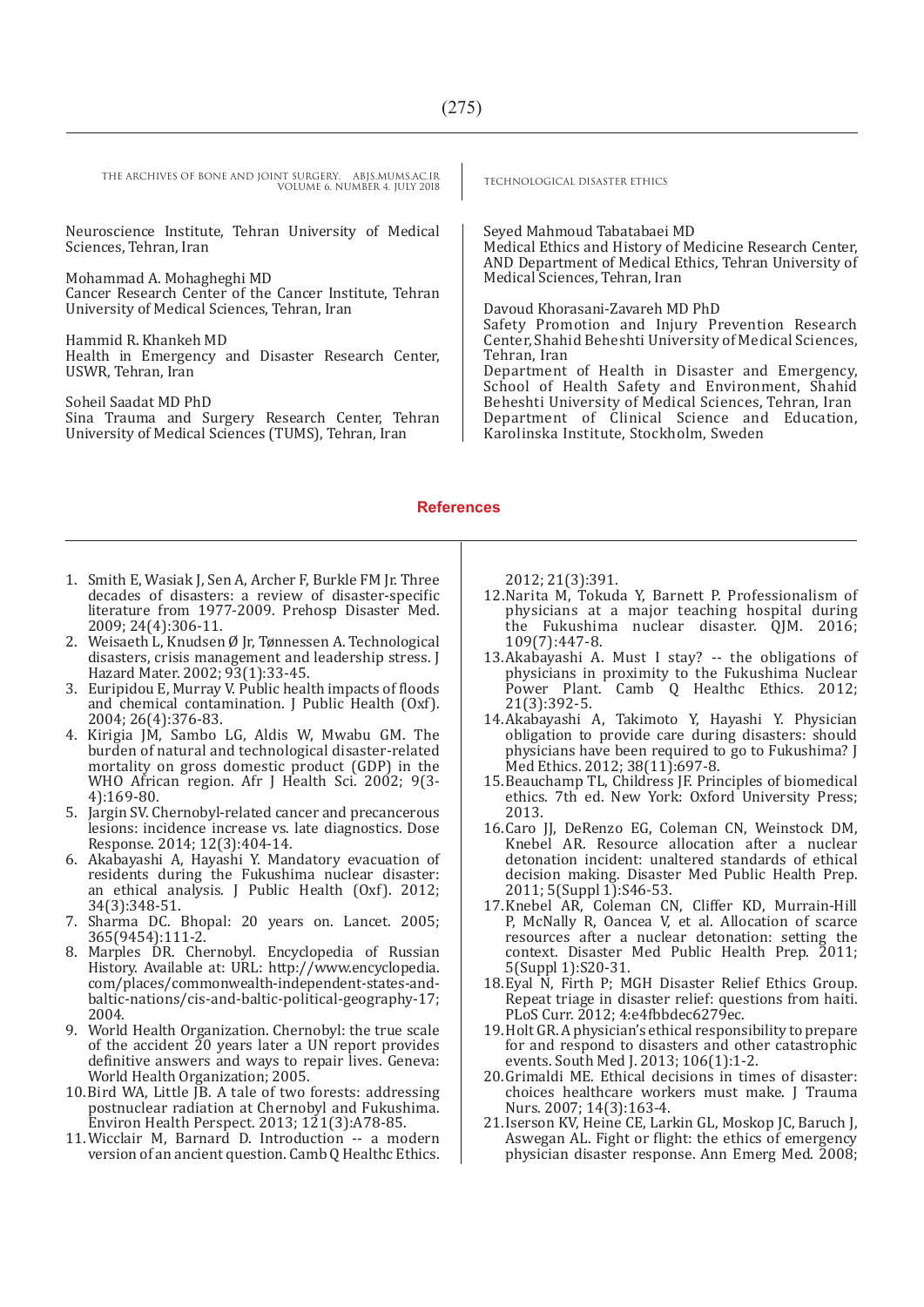Neuroscience Institute, Tehran University of Medical Sciences, Tehran, Iran

Mohammad A. Mohagheghi MD
Cancer Research Center of the Cancer Institute, Tehran University of Medical Sciences, Tehran, Iran

Hammid R. Khankeh MD
Health in Emergency and Disaster Research Center, USWR, Tehran, Iran

Soheil Saadat MD PhD
Sina Trauma and Surgery Research Center, Tehran University of Medical Sciences (TUMS), Tehran, Iran

Seyed Mahmoud Tabatabaei MD
Medical Ethics and History of Medicine Research Center, AND Department of Medical Ethics, Tehran University of Medical Sciences, Tehran, Iran

Davoud Khorasani-Zavareh MD PhD
Safety Promotion and Injury Prevention Research Center, Shahid Beheshti University of Medical Sciences, Tehran, Iran
Department of Health in Disaster and Emergency, School of Health Safety and Environment, Shahid Beheshti University of Medical Sciences, Tehran, Iran
Department of Clinical Science and Education, Karolinska Institute, Stockholm, Sweden

## References

1. Smith E, Wasiak J, Sen A, Archer F, Burkle FM Jr. Three decades of disasters: a review of disaster-specific literature from 1977-2009. Prehosp Disaster Med. 2009; 24(4):306-11.
2. Weisaeth L, Knudsen Ø Jr, Tønnessen A. Technological disasters, crisis management and leadership stress. J Hazard Mater. 2002; 93(1):33-45.
3. Euripidou E, Murray V. Public health impacts of floods and chemical contamination. J Public Health (Oxf). 2004; 26(4):376-83.
4. Kirigia JM, Sambo LG, Aldis W, Mwabu GM. The burden of natural and technological disaster-related mortality on gross domestic product (GDP) in the WHO African region. Afr J Health Sci. 2002; 9(3-4):169-80.
5. Jargin SV. Chernobyl-related cancer and precancerous lesions: incidence increase vs. late diagnostics. Dose Response. 2014; 12(3):404-14.
6. Akabayashi A, Hayashi Y. Mandatory evacuation of residents during the Fukushima nuclear disaster: an ethical analysis. J Public Health (Oxf). 2012; 34(3):348-51.
7. Sharma DC. Bhopal: 20 years on. Lancet. 2005; 365(9454):111-2.
8. Marples DR. Chernobyl. Encyclopedia of Russian History. Available at: URL: http://www.encyclopedia.com/places/commonwealth-independent-states-and-baltic-nations/cis-and-baltic-political-geography-17; 2004.
9. World Health Organization. Chernobyl: the true scale of the accident 20 years later a UN report provides definitive answers and ways to repair lives. Geneva: World Health Organization; 2005.
10. Bird WA, Little JB. A tale of two forests: addressing postnuclear radiation at Chernobyl and Fukushima. Environ Health Perspect. 2013; 121(3):A78-85.
11. Wicclair M, Barnard D. Introduction -- a modern version of an ancient question. Camb Q Healthc Ethics. 2012; 21(3):391.
12. Narita M, Tokuda Y, Barnett P. Professionalism of physicians at a major teaching hospital during the Fukushima nuclear disaster. QJM. 2016; 109(7):447-8.
13. Akabayashi A. Must I stay? -- the obligations of physicians in proximity to the Fukushima Nuclear Power Plant. Camb Q Healthc Ethics. 2012; 21(3):392-5.
14. Akabayashi A, Takimoto Y, Hayashi Y. Physician obligation to provide care during disasters: should physicians have been required to go to Fukushima? J Med Ethics. 2012; 38(11):697-8.
15. Beauchamp TL, Childress JF. Principles of biomedical ethics. 7th ed. New York: Oxford University Press; 2013.
16. Caro JJ, DeRenzo EG, Coleman CN, Weinstock DM, Knebel AR. Resource allocation after a nuclear detonation incident: unaltered standards of ethical decision making. Disaster Med Public Health Prep. 2011; 5(Suppl 1):S46-53.
17. Knebel AR, Coleman CN, Cliffer KD, Murrain-Hill P, McNally R, Oancea V, et al. Allocation of scarce resources after a nuclear detonation: setting the context. Disaster Med Public Health Prep. 2011; 5(Suppl 1):S20-31.
18. Eyal N, Firth P; MGH Disaster Relief Ethics Group. Repeat triage in disaster relief: questions from haiti. PLoS Curr. 2012; 4:e4fbbdec6279ec.
19. Holt GR. A physician's ethical responsibility to prepare for and respond to disasters and other catastrophic events. South Med J. 2013; 106(1):1-2.
20. Grimaldi ME. Ethical decisions in times of disaster: choices healthcare workers must make. J Trauma Nurs. 2007; 14(3):163-4.
21. Iserson KV, Heine CE, Larkin GL, Moskop JC, Baruch J, Aswegan AL. Fight or flight: the ethics of emergency physician disaster response. Ann Emerg Med. 2008;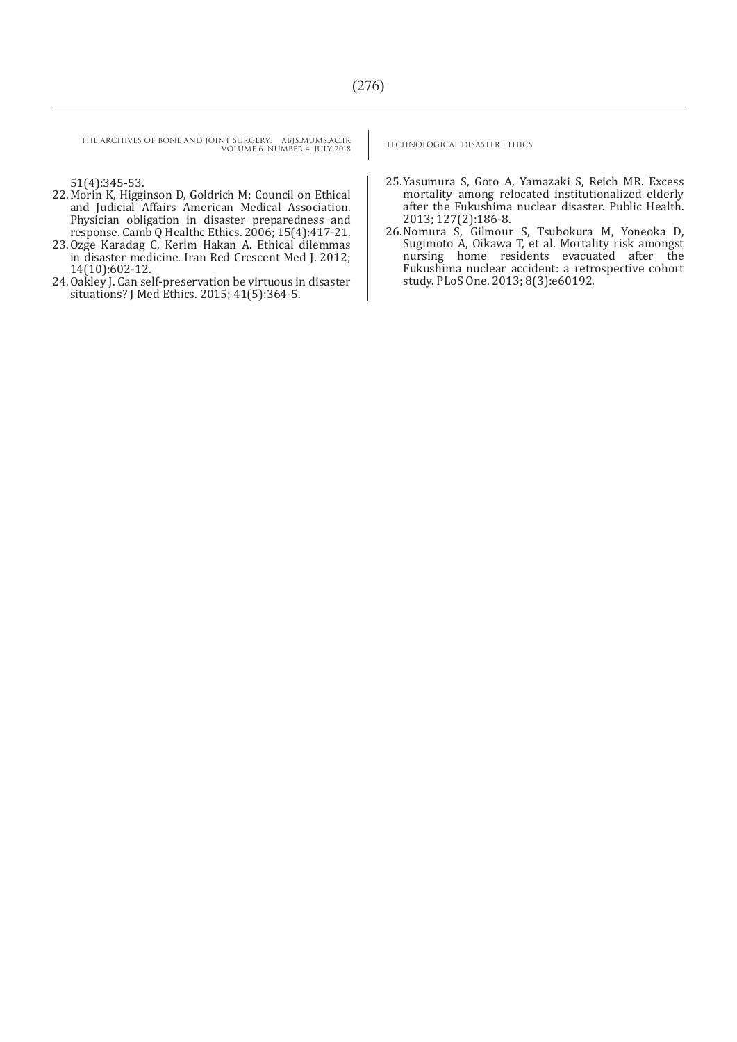51(4):345-53.

22. Morin K, Higginson D, Goldrich M; Council on Ethical and Judicial Affairs American Medical Association. Physician obligation in disaster preparedness and response. Camb Q Healthc Ethics. 2006; 15(4):417-21.
23. Ozge Karadag C, Kerim Hakan A. Ethical dilemmas in disaster medicine. Iran Red Crescent Med J. 2012; 14(10):602-12.
24. Oakley J. Can self-preservation be virtuous in disaster situations? J Med Ethics. 2015; 41(5):364-5.
25. Yasumura S, Goto A, Yamazaki S, Reich MR. Excess mortality among relocated institutionalized elderly after the Fukushima nuclear disaster. Public Health. 2013; 127(2):186-8.
26. Nomura S, Gilmour S, Tsubokura M, Yoneoka D, Sugimoto A, Oikawa T, et al. Mortality risk amongst nursing home residents evacuated after the Fukushima nuclear accident: a retrospective cohort study. PLoS One. 2013; 8(3):e60192.